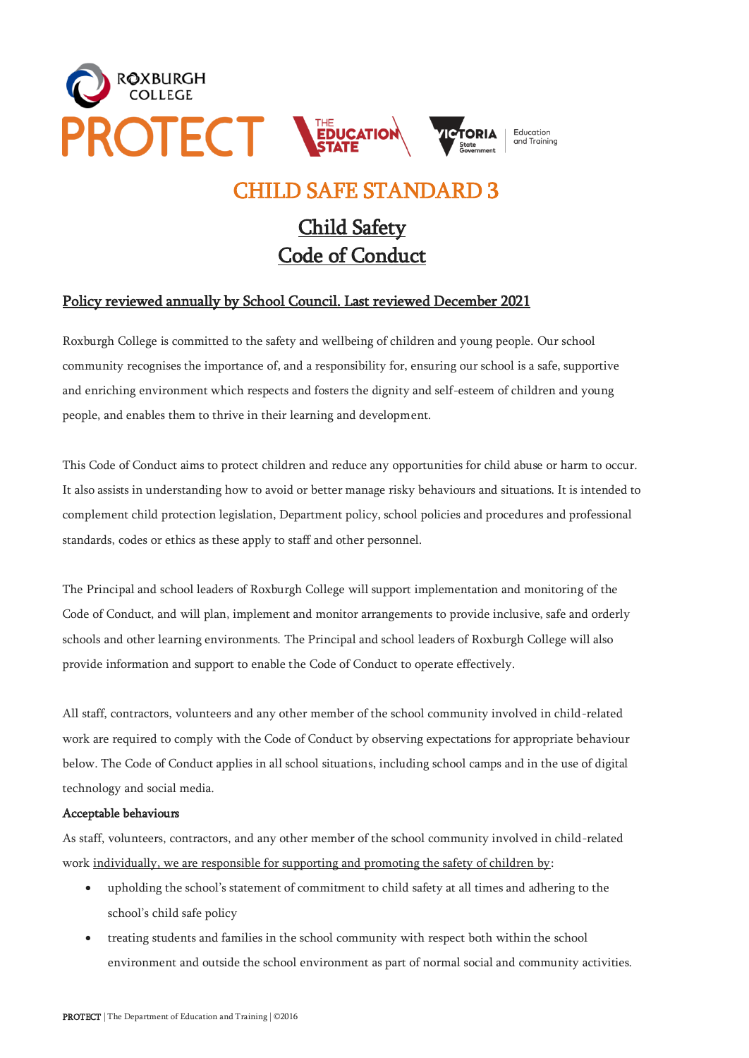# CHILD SAFE STANDARD 3

## Child Safety
## Code of Conduct

**Policy reviewed annually by School Council. Last reviewed December 2021**

Roxburgh College is committed to the safety and wellbeing of children and young people. Our school community recognises the importance of, and a responsibility for, ensuring our school is a safe, supportive and enriching environment which respects and fosters the dignity and self-esteem of children and young people, and enables them to thrive in their learning and development.

This Code of Conduct aims to protect children and reduce any opportunities for child abuse or harm to occur. It also assists in understanding how to avoid or better manage risky behaviours and situations. It is intended to complement child protection legislation, Department policy, school policies and procedures and professional standards, codes or ethics as these apply to staff and other personnel.

The Principal and school leaders of Roxburgh College will support implementation and monitoring of the Code of Conduct, and will plan, implement and monitor arrangements to provide inclusive, safe and orderly schools and other learning environments. The Principal and school leaders of Roxburgh College will also provide information and support to enable the Code of Conduct to operate effectively.

All staff, contractors, volunteers and any other member of the school community involved in child-related work are required to comply with the Code of Conduct by observing expectations for appropriate behaviour below. The Code of Conduct applies in all school situations, including school camps and in the use of digital technology and social media.

**Acceptable behaviours**

As staff, volunteers, contractors, and any other member of the school community involved in child-related work individually, we are responsible for supporting and promoting the safety of children by:

- upholding the school's statement of commitment to child safety at all times and adhering to the school's child safe policy
- treating students and families in the school community with respect both within the school environment and outside the school environment as part of normal social and community activities.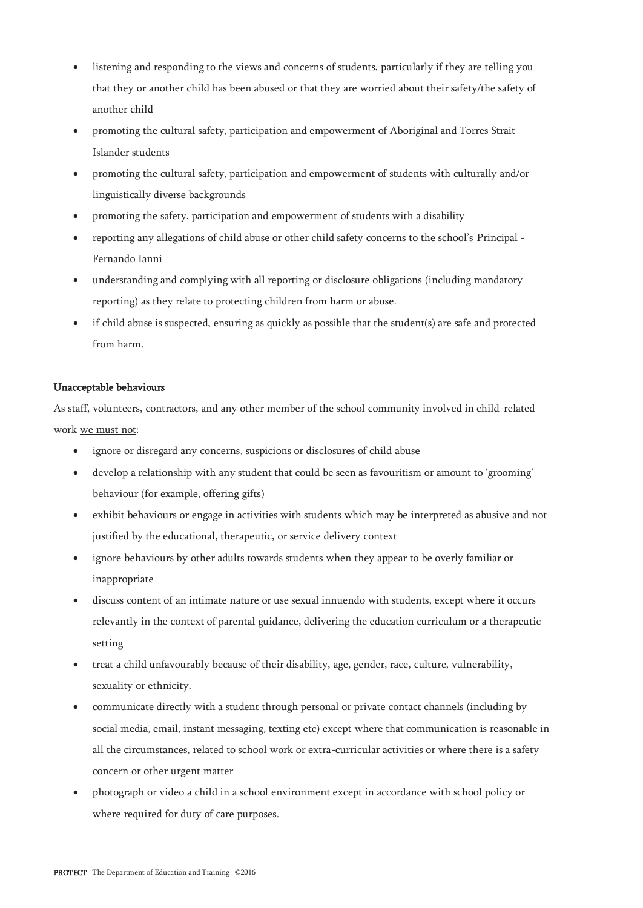- listening and responding to the views and concerns of students, particularly if they are telling you that they or another child has been abused or that they are worried about their safety/the safety of another child
- promoting the cultural safety, participation and empowerment of Aboriginal and Torres Strait Islander students
- promoting the cultural safety, participation and empowerment of students with culturally and/or linguistically diverse backgrounds
- promoting the safety, participation and empowerment of students with a disability
- reporting any allegations of child abuse or other child safety concerns to the school's Principal - Fernando Ianni
- understanding and complying with all reporting or disclosure obligations (including mandatory reporting) as they relate to protecting children from harm or abuse.
- if child abuse is suspected, ensuring as quickly as possible that the student(s) are safe and protected from harm.

**Unacceptable behaviours**

As staff, volunteers, contractors, and any other member of the school community involved in child-related work <u>we must not</u>:

- ignore or disregard any concerns, suspicions or disclosures of child abuse
- develop a relationship with any student that could be seen as favouritism or amount to 'grooming' behaviour (for example, offering gifts)
- exhibit behaviours or engage in activities with students which may be interpreted as abusive and not justified by the educational, therapeutic, or service delivery context
- ignore behaviours by other adults towards students when they appear to be overly familiar or inappropriate
- discuss content of an intimate nature or use sexual innuendo with students, except where it occurs relevantly in the context of parental guidance, delivering the education curriculum or a therapeutic setting
- treat a child unfavourably because of their disability, age, gender, race, culture, vulnerability, sexuality or ethnicity.
- communicate directly with a student through personal or private contact channels (including by social media, email, instant messaging, texting etc) except where that communication is reasonable in all the circumstances, related to school work or extra-curricular activities or where there is a safety concern or other urgent matter
- photograph or video a child in a school environment except in accordance with school policy or where required for duty of care purposes.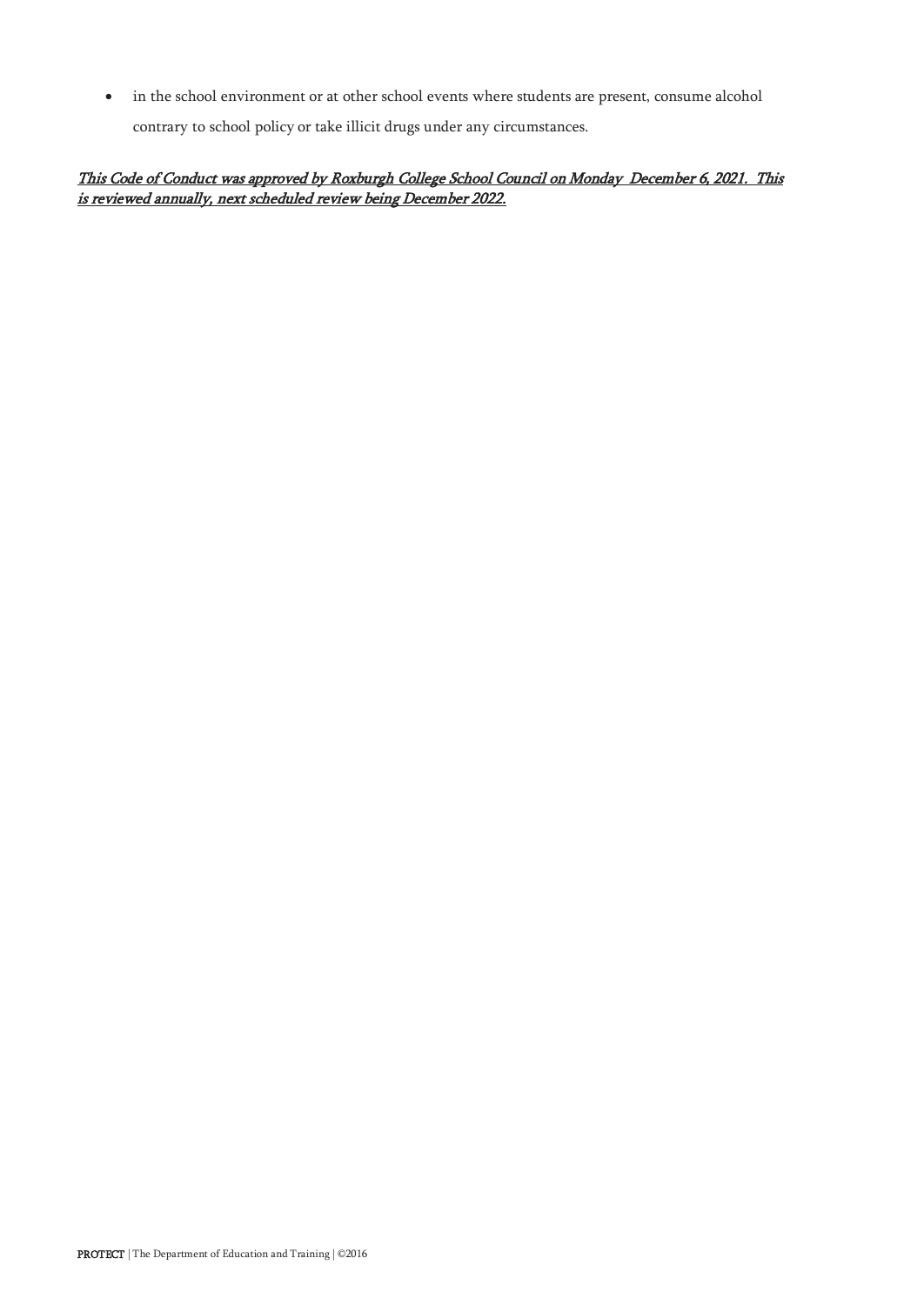- in the school environment or at other school events where students are present, consume alcohol contrary to school policy or take illicit drugs under any circumstances.

*This Code of Conduct was approved by Roxburgh College School Council on Monday December 6, 2021. This is reviewed annually, next scheduled review being December 2022.*